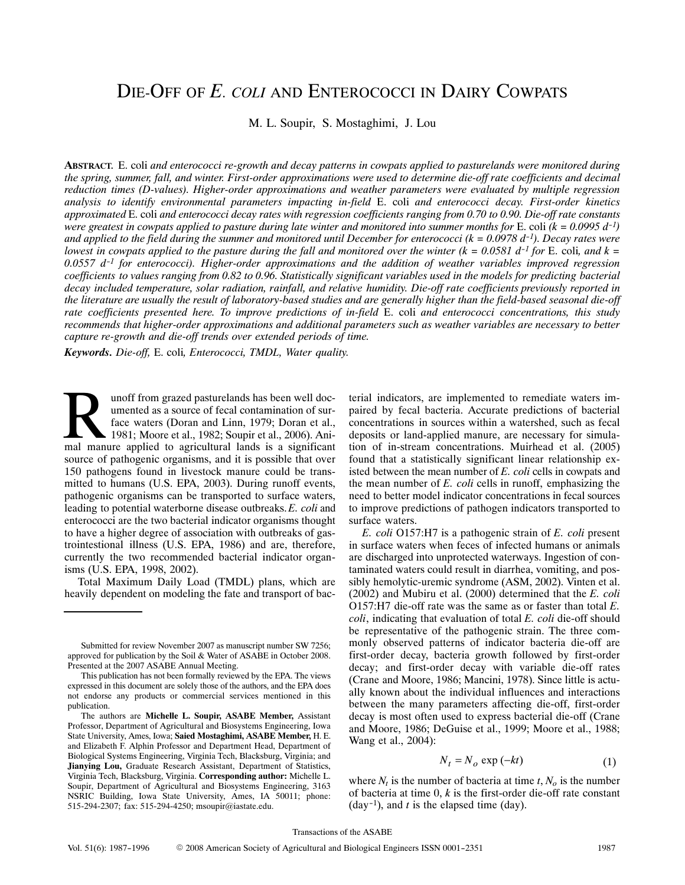# Die-Off of *E. coli* and Enterococci in Dairy Cowpats

M. L. Soupir, S. Mostaghimi, J. Lou

**Abstract.** *E. coli and enterococci re-growth and decay patterns in cowpats applied to pasturelands were monitored during the spring, summer, fall, and winter. First-order approximations were used to determine die-off rate coefficients and decimal reduction times (D-values). Higher-order approximations and weather parameters were evaluated by multiple regression analysis to identify environmental parameters impacting in-field E. coli and enterococci decay. First-order kinetics approximated E. coli and enterococci decay rates with regression coefficients ranging from 0.70 to 0.90. Die-off rate constants were greatest in cowpats applied to pasture during late winter and monitored into summer months for E. coli ($k = 0.0995\ d^{-1}$) and applied to the field during the summer and monitored until December for enterococci ($k = 0.0978\ d^{-1}$). Decay rates were lowest in cowpats applied to the pasture during the fall and monitored over the winter ($k = 0.0581\ d^{-1}$ for E. coli, and $k = 0.0557\ d^{-1}$ for enterococci). Higher-order approximations and the addition of weather variables improved regression coefficients to values ranging from 0.82 to 0.96. Statistically significant variables used in the models for predicting bacterial decay included temperature, solar radiation, rainfall, and relative humidity. Die-off rate coefficients previously reported in the literature are usually the result of laboratory-based studies and are generally higher than the field-based seasonal die-off rate coefficients presented here. To improve predictions of in-field E. coli and enterococci concentrations, this study recommends that higher-order approximations and additional parameters such as weather variables are necessary to better capture re-growth and die-off trends over extended periods of time.*

**Keywords.** *Die-off, E. coli, Enterococci, TMDL, Water quality.*

Runoff from grazed pasturelands has been well documented as a source of fecal contamination of surface waters (Doran and Linn, 1979; Doran et al., 1981; Moore et al., 1982; Soupir et al., 2006). Animal manure applied to agricultural lands is a significant source of pathogenic organisms, and it is possible that over 150 pathogens found in livestock manure could be transmitted to humans (U.S. EPA, 2003). During runoff events, pathogenic organisms can be transported to surface waters, leading to potential waterborne disease outbreaks. *E. coli* and enterococci are the two bacterial indicator organisms thought to have a higher degree of association with outbreaks of gastrointestional illness (U.S. EPA, 1986) and are, therefore, currently the two recommended bacterial indicator organisms (U.S. EPA, 1998, 2002).

Total Maximum Daily Load (TMDL) plans, which are heavily dependent on modeling the fate and transport of bacterial indicators, are implemented to remediate waters impaired by fecal bacteria. Accurate predictions of bacterial concentrations in sources within a watershed, such as fecal deposits or land-applied manure, are necessary for simulation of in-stream concentrations. Muirhead et al. (2005) found that a statistically significant linear relationship existed between the mean number of *E. coli* cells in cowpats and the mean number of *E. coli* cells in runoff, emphasizing the need to better model indicator concentrations in fecal sources to improve predictions of pathogen indicators transported to surface waters.

*E. coli* O157:H7 is a pathogenic strain of *E. coli* present in surface waters when feces of infected humans or animals are discharged into unprotected waterways. Ingestion of contaminated waters could result in diarrhea, vomiting, and possibly hemolytic-uremic syndrome (ASM, 2002). Vinten et al. (2002) and Mubiru et al. (2000) determined that the *E. coli* O157:H7 die-off rate was the same as or faster than total *E. coli*, indicating that evaluation of total *E. coli* die-off should be representative of the pathogenic strain. The three commonly observed patterns of indicator bacteria die-off are first-order decay, bacteria growth followed by first-order decay; and first-order decay with variable die-off rates (Crane and Moore, 1986; Mancini, 1978). Since little is actually known about the individual influences and interactions between the many parameters affecting die-off, first-order decay is most often used to express bacterial die-off (Crane and Moore, 1986; DeGuise et al., 1999; Moore et al., 1988; Wang et al., 2004):

$$N_t = N_o \exp(-kt) \tag{1}$$

where $N_t$ is the number of bacteria at time $t$, $N_o$ is the number of bacteria at time 0, $k$ is the first-order die-off rate constant ($\text{day}^{-1}$), and $t$ is the elapsed time (day).

---

Submitted for review November 2007 as manuscript number SW 7256; approved for publication by the Soil & Water of ASABE in October 2008. Presented at the 2007 ASABE Annual Meeting.

This publication has not been formally reviewed by the EPA. The views expressed in this document are solely those of the authors, and the EPA does not endorse any products or commercial services mentioned in this publication.

The authors are **Michelle L. Soupir, ASABE Member,** Assistant Professor, Department of Agricultural and Biosystems Engineering, Iowa State University, Ames, Iowa; **Saied Mostaghimi, ASABE Member,** H. E. and Elizabeth F. Alphin Professor and Department Head, Department of Biological Systems Engineering, Virginia Tech, Blacksburg, Virginia; and **Jianying Lou,** Graduate Research Assistant, Department of Statistics, Virginia Tech, Blacksburg, Virginia. **Corresponding author:** Michelle L. Soupir, Department of Agricultural and Biosystems Engineering, 3163 NSRIC Building, Iowa State University, Ames, IA 50011; phone: 515-294-2307; fax: 515-294-4250; msoupir@iastate.edu.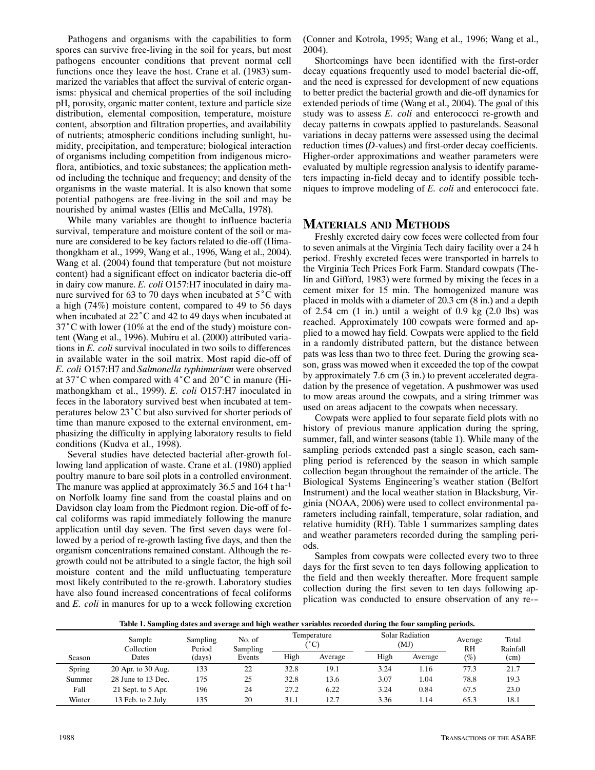Pathogens and organisms with the capabilities to form spores can survive free-living in the soil for years, but most pathogens encounter conditions that prevent normal cell functions once they leave the host. Crane et al. (1983) summarized the variables that affect the survival of enteric organisms: physical and chemical properties of the soil including pH, porosity, organic matter content, texture and particle size distribution, elemental composition, temperature, moisture content, absorption and filtration properties, and availability of nutrients; atmospheric conditions including sunlight, humidity, precipitation, and temperature; biological interaction of organisms including competition from indigenous microflora, antibiotics, and toxic substances; the application method including the technique and frequency; and density of the organisms in the waste material. It is also known that some potential pathogens are free-living in the soil and may be nourished by animal wastes (Ellis and McCalla, 1978).

While many variables are thought to influence bacteria survival, temperature and moisture content of the soil or manure are considered to be key factors related to die-off (Himathongkham et al., 1999, Wang et al., 1996, Wang et al., 2004). Wang et al. (2004) found that temperature (but not moisture content) had a significant effect on indicator bacteria die-off in dairy cow manure. *E. coli* O157:H7 inoculated in dairy manure survived for 63 to 70 days when incubated at 5˚C with a high (74%) moisture content, compared to 49 to 56 days when incubated at 22˚C and 42 to 49 days when incubated at 37˚C with lower (10% at the end of the study) moisture content (Wang et al., 1996). Mubiru et al. (2000) attributed variations in *E. coli* survival inoculated in two soils to differences in available water in the soil matrix. Most rapid die-off of *E. coli* O157:H7 and *Salmonella typhimurium* were observed at 37˚C when compared with 4˚C and 20˚C in manure (Himathongkham et al., 1999). *E. coli* O157:H7 inoculated in feces in the laboratory survived best when incubated at temperatures below 23˚C but also survived for shorter periods of time than manure exposed to the external environment, emphasizing the difficulty in applying laboratory results to field conditions (Kudva et al., 1998).

Several studies have detected bacterial after-growth following land application of waste. Crane et al. (1980) applied poultry manure to bare soil plots in a controlled environment. The manure was applied at approximately 36.5 and 164 t ha$^{-1}$ on Norfolk loamy fine sand from the coastal plains and on Davidson clay loam from the Piedmont region. Die-off of fecal coliforms was rapid immediately following the manure application until day seven. The first seven days were followed by a period of re-growth lasting five days, and then the organism concentrations remained constant. Although the re-growth could not be attributed to a single factor, the high soil moisture content and the mild unfluctuating temperature most likely contributed to the re-growth. Laboratory studies have also found increased concentrations of fecal coliforms and *E. coli* in manures for up to a week following excretion (Conner and Kotrola, 1995; Wang et al., 1996; Wang et al., 2004).

Shortcomings have been identified with the first-order decay equations frequently used to model bacterial die-off, and the need is expressed for development of new equations to better predict the bacterial growth and die-off dynamics for extended periods of time (Wang et al., 2004). The goal of this study was to assess *E. coli* and enterococci re-growth and decay patterns in cowpats applied to pasturelands. Seasonal variations in decay patterns were assessed using the decimal reduction times (*D*-values) and first-order decay coefficients. Higher-order approximations and weather parameters were evaluated by multiple regression analysis to identify parameters impacting in-field decay and to identify possible techniques to improve modeling of *E. coli* and enterococci fate.

## Materials and Methods

Freshly excreted dairy cow feces were collected from four to seven animals at the Virginia Tech dairy facility over a 24 h period. Freshly excreted feces were transported in barrels to the Virginia Tech Prices Fork Farm. Standard cowpats (Thelin and Gifford, 1983) were formed by mixing the feces in a cement mixer for 15 min. The homogenized manure was placed in molds with a diameter of 20.3 cm (8 in.) and a depth of 2.54 cm (1 in.) until a weight of 0.9 kg (2.0 lbs) was reached. Approximately 100 cowpats were formed and applied to a mowed hay field. Cowpats were applied to the field in a randomly distributed pattern, but the distance between pats was less than two to three feet. During the growing season, grass was mowed when it exceeded the top of the cowpat by approximately 7.6 cm (3 in.) to prevent accelerated degradation by the presence of vegetation. A pushmower was used to mow areas around the cowpats, and a string trimmer was used on areas adjacent to the cowpats when necessary.

Cowpats were applied to four separate field plots with no history of previous manure application during the spring, summer, fall, and winter seasons (table 1). While many of the sampling periods extended past a single season, each sampling period is referenced by the season in which sample collection began throughout the remainder of the article. The Biological Systems Engineering's weather station (Belfort Instrument) and the local weather station in Blacksburg, Virginia (NOAA, 2006) were used to collect environmental parameters including rainfall, temperature, solar radiation, and relative humidity (RH). Table 1 summarizes sampling dates and weather parameters recorded during the sampling periods.

Samples from cowpats were collected every two to three days for the first seven to ten days following application to the field and then weekly thereafter. More frequent sample collection during the first seven to ten days following application was conducted to ensure observation of any re--

**Table 1. Sampling dates and average and high weather variables recorded during the four sampling periods.**

| Season | Sample Collection Dates | Sampling Period (days) | No. of Sampling Events | Temperature (˚C) | | Solar Radiation (MJ) | | Average RH (%) | Total Rainfall (cm) |
|---|---|---|---|---|---|---|---|---|---|
| | | | | High | Average | High | Average | | |
| Spring | 20 Apr. to 30 Aug. | 133 | 22 | 32.8 | 19.1 | 3.24 | 1.16 | 77.3 | 21.7 |
| Summer | 28 June to 13 Dec. | 175 | 25 | 32.8 | 13.6 | 3.07 | 1.04 | 78.8 | 19.3 |
| Fall | 21 Sept. to 5 Apr. | 196 | 24 | 27.2 | 6.22 | 3.24 | 0.84 | 67.5 | 23.0 |
| Winter | 13 Feb. to 2 July | 135 | 20 | 31.1 | 12.7 | 3.36 | 1.14 | 65.3 | 18.1 |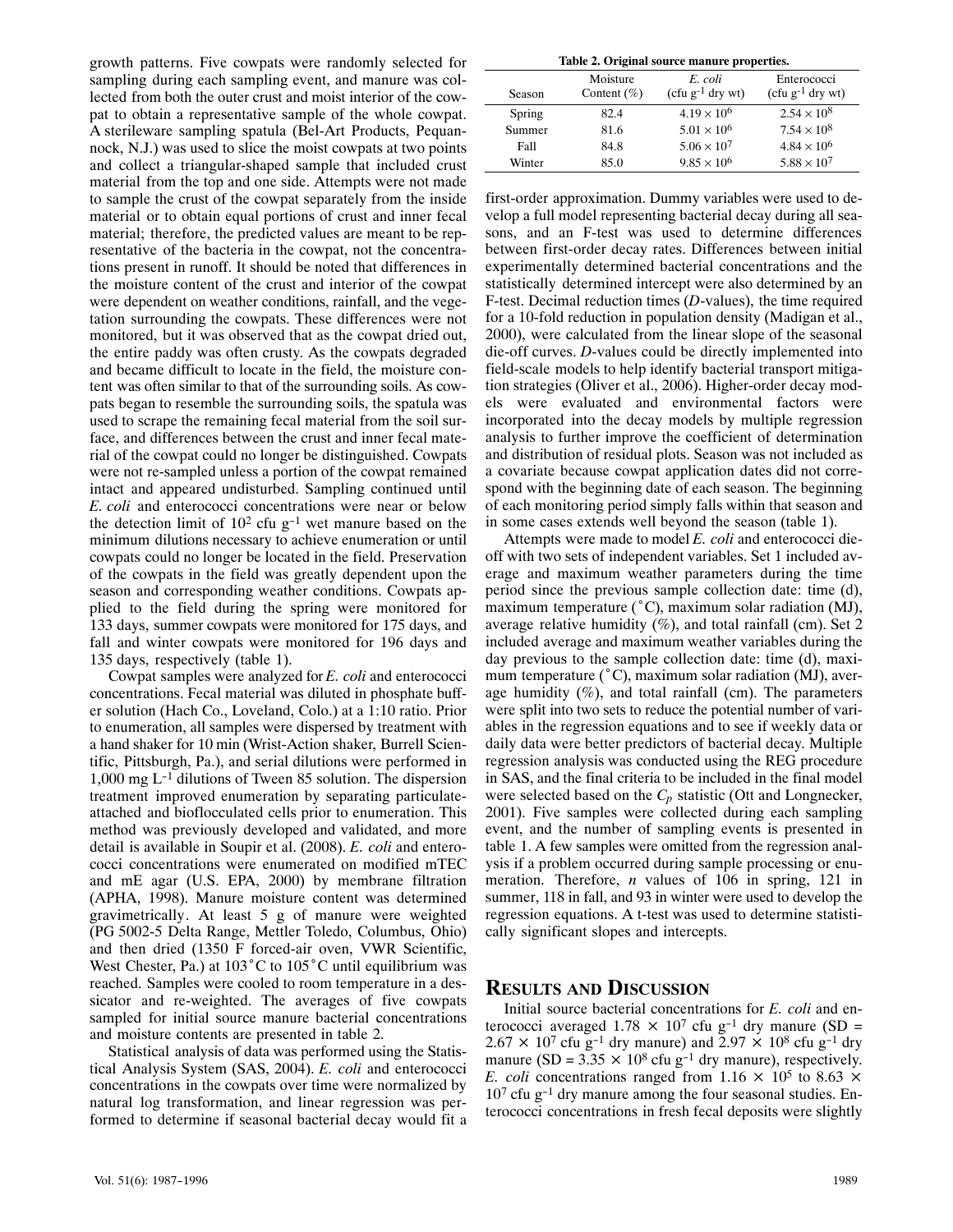growth patterns. Five cowpats were randomly selected for sampling during each sampling event, and manure was collected from both the outer crust and moist interior of the cowpat to obtain a representative sample of the whole cowpat. A sterileware sampling spatula (Bel-Art Products, Pequannock, N.J.) was used to slice the moist cowpats at two points and collect a triangular-shaped sample that included crust material from the top and one side. Attempts were not made to sample the crust of the cowpat separately from the inside material or to obtain equal portions of crust and inner fecal material; therefore, the predicted values are meant to be representative of the bacteria in the cowpat, not the concentrations present in runoff. It should be noted that differences in the moisture content of the crust and interior of the cowpat were dependent on weather conditions, rainfall, and the vegetation surrounding the cowpats. These differences were not monitored, but it was observed that as the cowpat dried out, the entire paddy was often crusty. As the cowpats degraded and became difficult to locate in the field, the moisture content was often similar to that of the surrounding soils. As cowpats began to resemble the surrounding soils, the spatula was used to scrape the remaining fecal material from the soil surface, and differences between the crust and inner fecal material of the cowpat could no longer be distinguished. Cowpats were not re-sampled unless a portion of the cowpat remained intact and appeared undisturbed. Sampling continued until *E. coli* and enterococci concentrations were near or below the detection limit of $10^2$ cfu $g^{-1}$ wet manure based on the minimum dilutions necessary to achieve enumeration or until cowpats could no longer be located in the field. Preservation of the cowpats in the field was greatly dependent upon the season and corresponding weather conditions. Cowpats applied to the field during the spring were monitored for 133 days, summer cowpats were monitored for 175 days, and fall and winter cowpats were monitored for 196 days and 135 days, respectively (table 1).

Cowpat samples were analyzed for *E. coli* and enterococci concentrations. Fecal material was diluted in phosphate buffer solution (Hach Co., Loveland, Colo.) at a 1:10 ratio. Prior to enumeration, all samples were dispersed by treatment with a hand shaker for 10 min (Wrist-Action shaker, Burrell Scientific, Pittsburgh, Pa.), and serial dilutions were performed in 1,000 mg $L^{-1}$ dilutions of Tween 85 solution. The dispersion treatment improved enumeration by separating particulate-attached and bioflocculated cells prior to enumeration. This method was previously developed and validated, and more detail is available in Soupir et al. (2008). *E. coli* and enterococci concentrations were enumerated on modified mTEC and mE agar (U.S. EPA, 2000) by membrane filtration (APHA, 1998). Manure moisture content was determined gravimetrically. At least 5 g of manure were weighted (PG 5002-5 Delta Range, Mettler Toledo, Columbus, Ohio) and then dried (1350 F forced-air oven, VWR Scientific, West Chester, Pa.) at 103°C to 105°C until equilibrium was reached. Samples were cooled to room temperature in a dessicator and re-weighted. The averages of five cowpats sampled for initial source manure bacterial concentrations and moisture contents are presented in table 2.

Statistical analysis of data was performed using the Statistical Analysis System (SAS, 2004). *E. coli* and enterococci concentrations in the cowpats over time were normalized by natural log transformation, and linear regression was performed to determine if seasonal bacterial decay would fit a first-order approximation. Dummy variables were used to develop a full model representing bacterial decay during all seasons, and an F-test was used to determine differences between first-order decay rates. Differences between initial experimentally determined bacterial concentrations and the statistically determined intercept were also determined by an F-test. Decimal reduction times (*D*-values), the time required for a 10-fold reduction in population density (Madigan et al., 2000), were calculated from the linear slope of the seasonal die-off curves. *D*-values could be directly implemented into field-scale models to help identify bacterial transport mitigation strategies (Oliver et al., 2006). Higher-order decay models were evaluated and environmental factors were incorporated into the decay models by multiple regression analysis to further improve the coefficient of determination and distribution of residual plots. Season was not included as a covariate because cowpat application dates did not correspond with the beginning date of each season. The beginning of each monitoring period simply falls within that season and in some cases extends well beyond the season (table 1).

Attempts were made to model *E. coli* and enterococci die-off with two sets of independent variables. Set 1 included average and maximum weather parameters during the time period since the previous sample collection date: time (d), maximum temperature (°C), maximum solar radiation (MJ), average relative humidity (%), and total rainfall (cm). Set 2 included average and maximum weather variables during the day previous to the sample collection date: time (d), maximum temperature (°C), maximum solar radiation (MJ), average humidity (%), and total rainfall (cm). The parameters were split into two sets to reduce the potential number of variables in the regression equations and to see if weekly data or daily data were better predictors of bacterial decay. Multiple regression analysis was conducted using the REG procedure in SAS, and the final criteria to be included in the final model were selected based on the $C_p$ statistic (Ott and Longnecker, 2001). Five samples were collected during each sampling event, and the number of sampling events is presented in table 1. A few samples were omitted from the regression analysis if a problem occurred during sample processing or enumeration. Therefore, *n* values of 106 in spring, 121 in summer, 118 in fall, and 93 in winter were used to develop the regression equations. A t-test was used to determine statistically significant slopes and intercepts.

**Table 2. Original source manure properties.**

| Season | Moisture Content (%) | *E. coli* (cfu $g^{-1}$ dry wt) | Enterococci (cfu $g^{-1}$ dry wt) |
|---|---|---|---|
| Spring | 82.4 | $4.19 \times 10^6$ | $2.54 \times 10^8$ |
| Summer | 81.6 | $5.01 \times 10^6$ | $7.54 \times 10^8$ |
| Fall | 84.8 | $5.06 \times 10^7$ | $4.84 \times 10^6$ |
| Winter | 85.0 | $9.85 \times 10^6$ | $5.88 \times 10^7$ |

## Results and Discussion

Initial source bacterial concentrations for *E. coli* and enterococci averaged $1.78 \times 10^7$ cfu $g^{-1}$ dry manure (SD = $2.67 \times 10^7$ cfu $g^{-1}$ dry manure) and $2.97 \times 10^8$ cfu $g^{-1}$ dry manure (SD = $3.35 \times 10^8$ cfu $g^{-1}$ dry manure), respectively. *E. coli* concentrations ranged from $1.16 \times 10^5$ to $8.63 \times 10^7$ cfu $g^{-1}$ dry manure among the four seasonal studies. Enterococci concentrations in fresh fecal deposits were slightly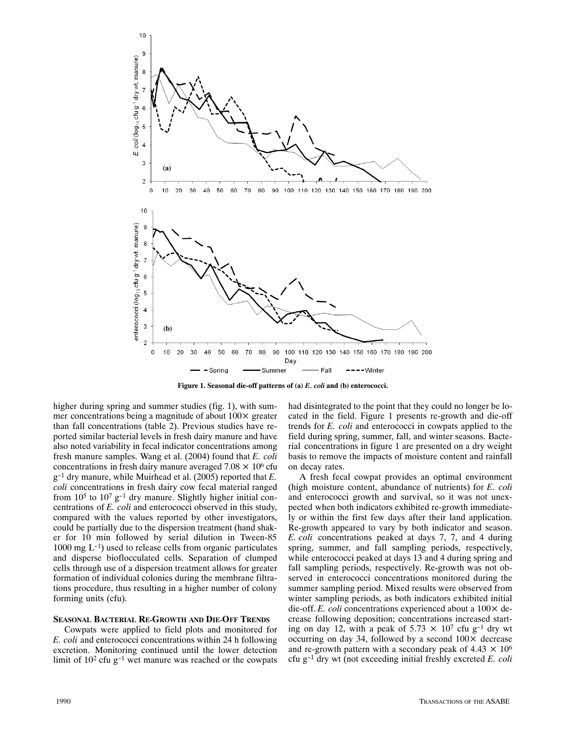Figure 1. Seasonal die-off patterns of (a) *E. coli* and (b) enterococci.

higher during spring and summer studies (fig. 1), with summer concentrations being a magnitude of about 100× greater than fall concentrations (table 2). Previous studies have reported similar bacterial levels in fresh dairy manure and have also noted variability in fecal indicator concentrations among fresh manure samples. Wang et al. (2004) found that *E. coli* concentrations in fresh dairy manure averaged $7.08 \times 10^6$ cfu $g^{-1}$ dry manure, while Muirhead et al. (2005) reported that *E. coli* concentrations in fresh dairy cow fecal material ranged from $10^5$ to $10^7$ $g^{-1}$ dry manure. Slightly higher initial concentrations of *E. coli* and enterococci observed in this study, compared with the values reported by other investigators, could be partially due to the dispersion treatment (hand shaker for 10 min followed by serial dilution in Tween-85 1000 mg $L^{-1}$) used to release cells from organic particulates and disperse bioflocculated cells. Separation of clumped cells through use of a dispersion treatment allows for greater formation of individual colonies during the membrane filtrations procedure, thus resulting in a higher number of colony forming units (cfu).

### Seasonal Bacterial Re-Growth and Die-Off Trends

Cowpats were applied to field plots and monitored for *E. coli* and enterococci concentrations within 24 h following excretion. Monitoring continued until the lower detection limit of $10^2$ cfu $g^{-1}$ wet manure was reached or the cowpats had disintegrated to the point that they could no longer be located in the field. Figure 1 presents re-growth and die-off trends for *E. coli* and enterococci in cowpats applied to the field during spring, summer, fall, and winter seasons. Bacterial concentrations in figure 1 are presented on a dry weight basis to remove the impacts of moisture content and rainfall on decay rates.

A fresh fecal cowpat provides an optimal environment (high moisture content, abundance of nutrients) for *E. coli* and enterococci growth and survival, so it was not unexpected when both indicators exhibited re-growth immediately or within the first few days after their land application. Re-growth appeared to vary by both indicator and season. *E. coli* concentrations peaked at days 7, 7, and 4 during spring, summer, and fall sampling periods, respectively, while enterococci peaked at days 13 and 4 during spring and fall sampling periods, respectively. Re-growth was not observed in enterococci concentrations monitored during the summer sampling period. Mixed results were observed from winter sampling periods, as both indicators exhibited initial die-off. *E. coli* concentrations experienced about a 100× decrease following deposition; concentrations increased starting on day 12, with a peak of $5.73 \times 10^7$ cfu $g^{-1}$ dry wt occurring on day 34, followed by a second 100× decrease and re-growth pattern with a secondary peak of $4.43 \times 10^6$ cfu $g^{-1}$ dry wt (not exceeding initial freshly excreted *E. coli*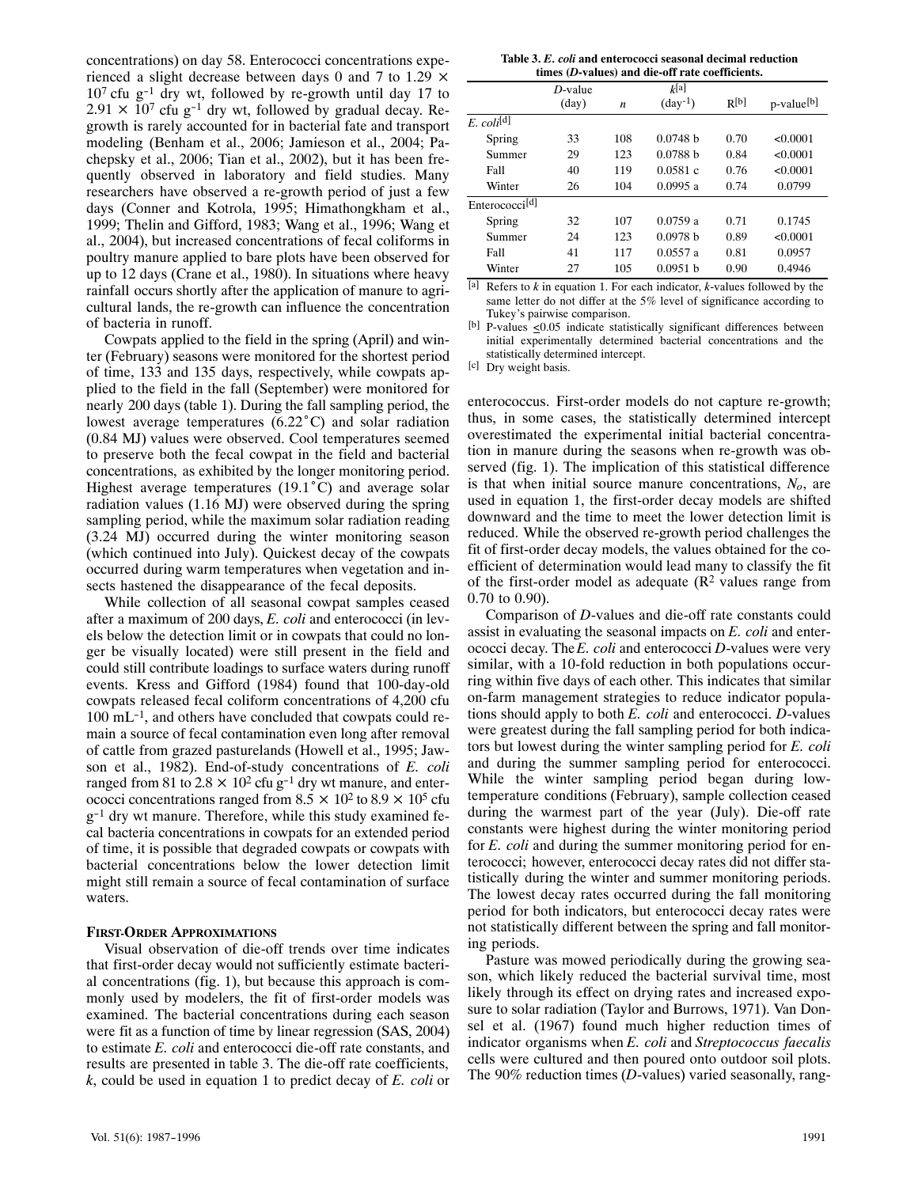concentrations) on day 58. Enterococci concentrations experienced a slight decrease between days 0 and 7 to $1.29 \times 10^7$ cfu g$^{-1}$ dry wt, followed by re-growth until day 17 to $2.91 \times 10^7$ cfu g$^{-1}$ dry wt, followed by gradual decay. Re-growth is rarely accounted for in bacterial fate and transport modeling (Benham et al., 2006; Jamieson et al., 2004; Pachepsky et al., 2006; Tian et al., 2002), but it has been frequently observed in laboratory and field studies. Many researchers have observed a re-growth period of just a few days (Conner and Kotrola, 1995; Himathongkham et al., 1999; Thelin and Gifford, 1983; Wang et al., 1996; Wang et al., 2004), but increased concentrations of fecal coliforms in poultry manure applied to bare plots have been observed for up to 12 days (Crane et al., 1980). In situations where heavy rainfall occurs shortly after the application of manure to agricultural lands, the re-growth can influence the concentration of bacteria in runoff.

Cowpats applied to the field in the spring (April) and winter (February) seasons were monitored for the shortest period of time, 133 and 135 days, respectively, while cowpats applied to the field in the fall (September) were monitored for nearly 200 days (table 1). During the fall sampling period, the lowest average temperatures (6.22°C) and solar radiation (0.84 MJ) values were observed. Cool temperatures seemed to preserve both the fecal cowpat in the field and bacterial concentrations, as exhibited by the longer monitoring period. Highest average temperatures (19.1°C) and average solar radiation values (1.16 MJ) were observed during the spring sampling period, while the maximum solar radiation reading (3.24 MJ) occurred during the winter monitoring season (which continued into July). Quickest decay of the cowpats occurred during warm temperatures when vegetation and insects hastened the disappearance of the fecal deposits.

While collection of all seasonal cowpat samples ceased after a maximum of 200 days, *E. coli* and enterococci (in levels below the detection limit or in cowpats that could no longer be visually located) were still present in the field and could still contribute loadings to surface waters during runoff events. Kress and Gifford (1984) found that 100-day-old cowpats released fecal coliform concentrations of 4,200 cfu 100 mL$^{-1}$, and others have concluded that cowpats could remain a source of fecal contamination even long after removal of cattle from grazed pasturelands (Howell et al., 1995; Jawson et al., 1982). End-of-study concentrations of *E. coli* ranged from 81 to $2.8 \times 10^2$ cfu g$^{-1}$ dry wt manure, and enterococci concentrations ranged from $8.5 \times 10^2$ to $8.9 \times 10^5$ cfu g$^{-1}$ dry wt manure. Therefore, while this study examined fecal bacteria concentrations in cowpats for an extended period of time, it is possible that degraded cowpats or cowpats with bacterial concentrations below the lower detection limit might still remain a source of fecal contamination of surface waters.

### First-Order Approximations

Visual observation of die-off trends over time indicates that first-order decay would not sufficiently estimate bacterial concentrations (fig. 1), but because this approach is commonly used by modelers, the fit of first-order models was examined. The bacterial concentrations during each season were fit as a function of time by linear regression (SAS, 2004) to estimate *E. coli* and enterococci die-off rate constants, and results are presented in table 3. The die-off rate coefficients, *k*, could be used in equation 1 to predict decay of *E. coli* or enterococcus. First-order models do not capture re-growth; thus, in some cases, the statistically determined intercept overestimated the experimental initial bacterial concentration in manure during the seasons when re-growth was observed (fig. 1). The implication of this statistical difference is that when initial source manure concentrations, $N_o$, are used in equation 1, the first-order decay models are shifted downward and the time to meet the lower detection limit is reduced. While the observed re-growth period challenges the fit of first-order decay models, the values obtained for the coefficient of determination would lead many to classify the fit of the first-order model as adequate ($R^2$ values range from 0.70 to 0.90).

**Table 3. *E. coli* and enterococci seasonal decimal reduction times (*D*-values) and die-off rate coefficients.**

| | *D*-value (day) | *n* | *k*[a] (day$^{-1}$) | R[b] | p-value[b] |
|---|---|---|---|---|---|
| *E. coli*[d] | | | | | |
| Spring | 33 | 108 | 0.0748 b | 0.70 | <0.0001 |
| Summer | 29 | 123 | 0.0788 b | 0.84 | <0.0001 |
| Fall | 40 | 119 | 0.0581 c | 0.76 | <0.0001 |
| Winter | 26 | 104 | 0.0995 a | 0.74 | 0.0799 |
| Enterococci[d] | | | | | |
| Spring | 32 | 107 | 0.0759 a | 0.71 | 0.1745 |
| Summer | 24 | 123 | 0.0978 b | 0.89 | <0.0001 |
| Fall | 41 | 117 | 0.0557 a | 0.81 | 0.0957 |
| Winter | 27 | 105 | 0.0951 b | 0.90 | 0.4946 |

[a] Refers to *k* in equation 1. For each indicator, *k*-values followed by the same letter do not differ at the 5% level of significance according to Tukey's pairwise comparison.

[b] P-values ≤0.05 indicate statistically significant differences between initial experimentally determined bacterial concentrations and the statistically determined intercept.

[c] Dry weight basis.

Comparison of *D*-values and die-off rate constants could assist in evaluating the seasonal impacts on *E. coli* and enterococci decay. The *E. coli* and enterococci *D*-values were very similar, with a 10-fold reduction in both populations occurring within five days of each other. This indicates that similar on-farm management strategies to reduce indicator populations should apply to both *E. coli* and enterococci. *D*-values were greatest during the fall sampling period for both indicators but lowest during the winter sampling period for *E. coli* and during the summer sampling period for enterococci. While the winter sampling period began during low-temperature conditions (February), sample collection ceased during the warmest part of the year (July). Die-off rate constants were highest during the winter monitoring period for *E. coli* and during the summer monitoring period for enterococci; however, enterococci decay rates did not differ statistically during the winter and summer monitoring periods. The lowest decay rates occurred during the fall monitoring period for both indicators, but enterococci decay rates were not statistically different between the spring and fall monitoring periods.

Pasture was mowed periodically during the growing season, which likely reduced the bacterial survival time, most likely through its effect on drying rates and increased exposure to solar radiation (Taylor and Burrows, 1971). Van Donsel et al. (1967) found much higher reduction times of indicator organisms when *E. coli* and *Streptococcus faecalis* cells were cultured and then poured onto outdoor soil plots. The 90% reduction times (*D*-values) varied seasonally, rang-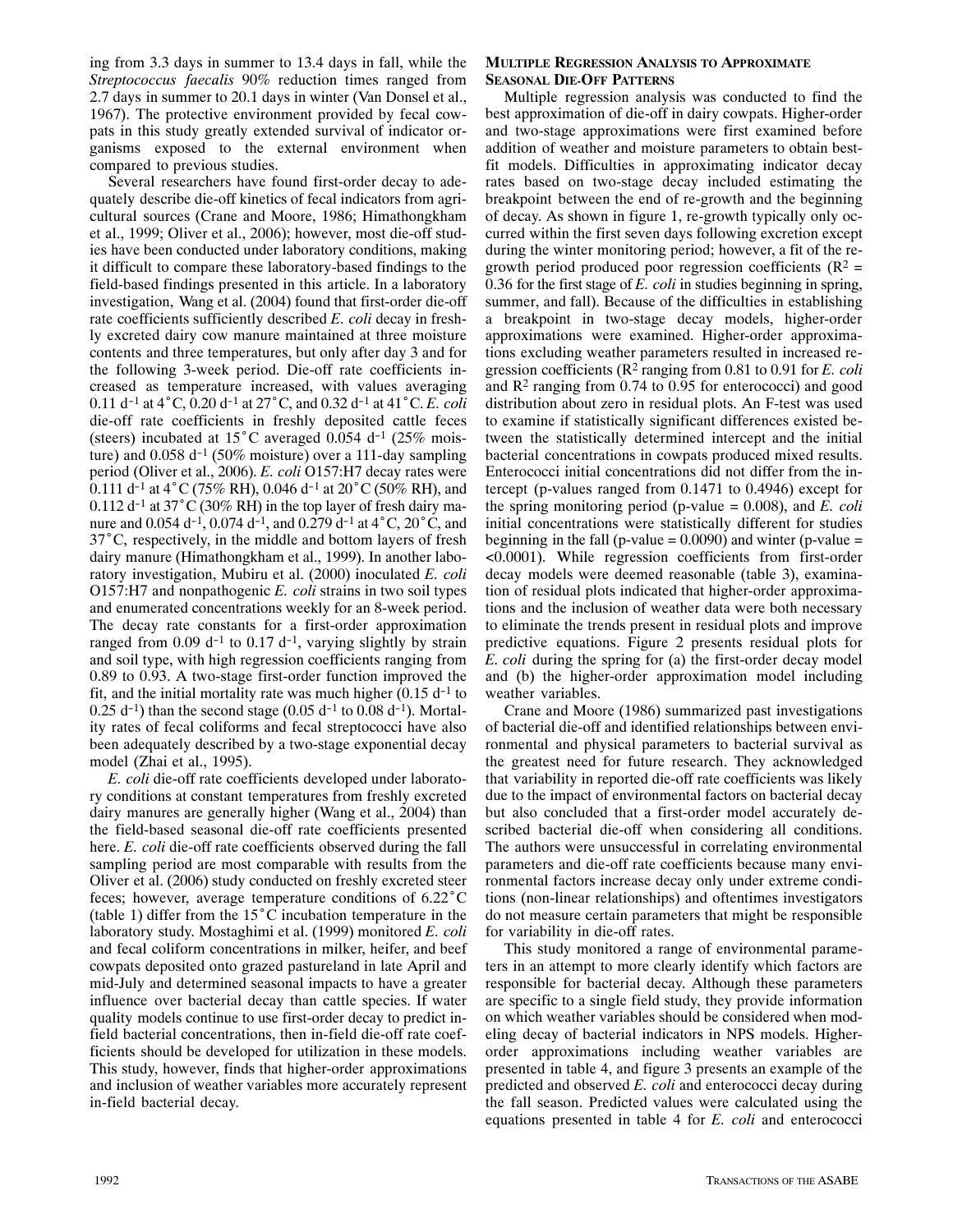ing from 3.3 days in summer to 13.4 days in fall, while the *Streptococcus faecalis* 90% reduction times ranged from 2.7 days in summer to 20.1 days in winter (Van Donsel et al., 1967). The protective environment provided by fecal cowpats in this study greatly extended survival of indicator organisms exposed to the external environment when compared to previous studies.

Several researchers have found first-order decay to adequately describe die-off kinetics of fecal indicators from agricultural sources (Crane and Moore, 1986; Himathongkham et al., 1999; Oliver et al., 2006); however, most die-off studies have been conducted under laboratory conditions, making it difficult to compare these laboratory-based findings to the field-based findings presented in this article. In a laboratory investigation, Wang et al. (2004) found that first-order die-off rate coefficients sufficiently described *E. coli* decay in freshly excreted dairy cow manure maintained at three moisture contents and three temperatures, but only after day 3 and for the following 3-week period. Die-off rate coefficients increased as temperature increased, with values averaging 0.11 $d^{-1}$ at 4°C, 0.20 $d^{-1}$ at 27°C, and 0.32 $d^{-1}$ at 41°C. *E. coli* die-off rate coefficients in freshly deposited cattle feces (steers) incubated at 15°C averaged 0.054 $d^{-1}$ (25% moisture) and 0.058 $d^{-1}$ (50% moisture) over a 111-day sampling period (Oliver et al., 2006). *E. coli* O157:H7 decay rates were 0.111 $d^{-1}$ at 4°C (75% RH), 0.046 $d^{-1}$ at 20°C (50% RH), and 0.112 $d^{-1}$ at 37°C (30% RH) in the top layer of fresh dairy manure and 0.054 $d^{-1}$, 0.074 $d^{-1}$, and 0.279 $d^{-1}$ at 4°C, 20°C, and 37°C, respectively, in the middle and bottom layers of fresh dairy manure (Himathongkham et al., 1999). In another laboratory investigation, Mubiru et al. (2000) inoculated *E. coli* O157:H7 and nonpathogenic *E. coli* strains in two soil types and enumerated concentrations weekly for an 8-week period. The decay rate constants for a first-order approximation ranged from 0.09 $d^{-1}$ to 0.17 $d^{-1}$, varying slightly by strain and soil type, with high regression coefficients ranging from 0.89 to 0.93. A two-stage first-order function improved the fit, and the initial mortality rate was much higher (0.15 $d^{-1}$ to 0.25 $d^{-1}$) than the second stage (0.05 $d^{-1}$ to 0.08 $d^{-1}$). Mortality rates of fecal coliforms and fecal streptococci have also been adequately described by a two-stage exponential decay model (Zhai et al., 1995).

*E. coli* die-off rate coefficients developed under laboratory conditions at constant temperatures from freshly excreted dairy manures are generally higher (Wang et al., 2004) than the field-based seasonal die-off rate coefficients presented here. *E. coli* die-off rate coefficients observed during the fall sampling period are most comparable with results from the Oliver et al. (2006) study conducted on freshly excreted steer feces; however, average temperature conditions of 6.22°C (table 1) differ from the 15°C incubation temperature in the laboratory study. Mostaghimi et al. (1999) monitored *E. coli* and fecal coliform concentrations in milker, heifer, and beef cowpats deposited onto grazed pastureland in late April and mid-July and determined seasonal impacts to have a greater influence over bacterial decay than cattle species. If water quality models continue to use first-order decay to predict in-field bacterial concentrations, then in-field die-off rate coefficients should be developed for utilization in these models. This study, however, finds that higher-order approximations and inclusion of weather variables more accurately represent in-field bacterial decay.

### Multiple Regression Analysis to Approximate Seasonal Die-Off Patterns

Multiple regression analysis was conducted to find the best approximation of die-off in dairy cowpats. Higher-order and two-stage approximations were first examined before addition of weather and moisture parameters to obtain best-fit models. Difficulties in approximating indicator decay rates based on two-stage decay included estimating the breakpoint between the end of re-growth and the beginning of decay. As shown in figure 1, re-growth typically only occurred within the first seven days following excretion except during the winter monitoring period; however, a fit of the re-growth period produced poor regression coefficients ($R^2$ = 0.36 for the first stage of *E. coli* in studies beginning in spring, summer, and fall). Because of the difficulties in establishing a breakpoint in two-stage decay models, higher-order approximations were examined. Higher-order approximations excluding weather parameters resulted in increased regression coefficients ($R^2$ ranging from 0.81 to 0.91 for *E. coli* and $R^2$ ranging from 0.74 to 0.95 for enterococci) and good distribution about zero in residual plots. An F-test was used to examine if statistically significant differences existed between the statistically determined intercept and the initial bacterial concentrations in cowpats produced mixed results. Enterococci initial concentrations did not differ from the intercept (p-values ranged from 0.1471 to 0.4946) except for the spring monitoring period (p-value = 0.008), and *E. coli* initial concentrations were statistically different for studies beginning in the fall (p-value = 0.0090) and winter (p-value = <0.0001). While regression coefficients from first-order decay models were deemed reasonable (table 3), examination of residual plots indicated that higher-order approximations and the inclusion of weather data were both necessary to eliminate the trends present in residual plots and improve predictive equations. Figure 2 presents residual plots for *E. coli* during the spring for (a) the first-order decay model and (b) the higher-order approximation model including weather variables.

Crane and Moore (1986) summarized past investigations of bacterial die-off and identified relationships between environmental and physical parameters to bacterial survival as the greatest need for future research. They acknowledged that variability in reported die-off rate coefficients was likely due to the impact of environmental factors on bacterial decay but also concluded that a first-order model accurately described bacterial die-off when considering all conditions. The authors were unsuccessful in correlating environmental parameters and die-off rate coefficients because many environmental factors increase decay only under extreme conditions (non-linear relationships) and oftentimes investigators do not measure certain parameters that might be responsible for variability in die-off rates.

This study monitored a range of environmental parameters in an attempt to more clearly identify which factors are responsible for bacterial decay. Although these parameters are specific to a single field study, they provide information on which weather variables should be considered when modeling decay of bacterial indicators in NPS models. Higher-order approximations including weather variables are presented in table 4, and figure 3 presents an example of the predicted and observed *E. coli* and enterococci decay during the fall season. Predicted values were calculated using the equations presented in table 4 for *E. coli* and enterococci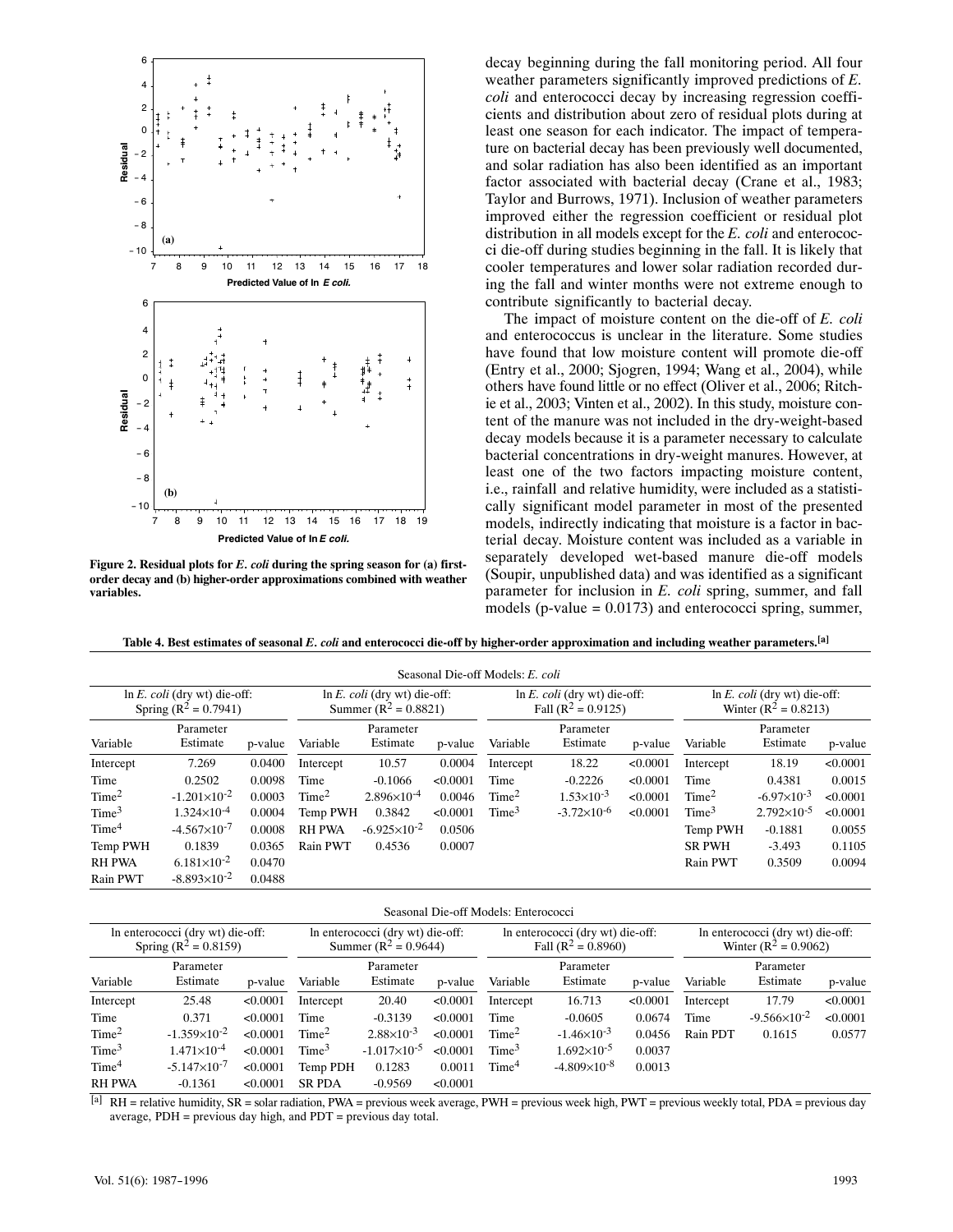Figure 2. Residual plots for *E. coli* during the spring season for (a) first-order decay and (b) higher-order approximations combined with weather variables.

decay beginning during the fall monitoring period. All four weather parameters significantly improved predictions of *E. coli* and enterococci decay by increasing regression coefficients and distribution about zero of residual plots during at least one season for each indicator. The impact of temperature on bacterial decay has been previously well documented, and solar radiation has also been identified as an important factor associated with bacterial decay (Crane et al., 1983; Taylor and Burrows, 1971). Inclusion of weather parameters improved either the regression coefficient or residual plot distribution in all models except for the *E. coli* and enterococci die-off during studies beginning in the fall. It is likely that cooler temperatures and lower solar radiation recorded during the fall and winter months were not extreme enough to contribute significantly to bacterial decay.

The impact of moisture content on the die-off of *E. coli* and enterococcus is unclear in the literature. Some studies have found that low moisture content will promote die-off (Entry et al., 2000; Sjogren, 1994; Wang et al., 2004), while others have found little or no effect (Oliver et al., 2006; Ritchie et al., 2003; Vinten et al., 2002). In this study, moisture content of the manure was not included in the dry-weight-based decay models because it is a parameter necessary to calculate bacterial concentrations in dry-weight manures. However, at least one of the two factors impacting moisture content, i.e., rainfall and relative humidity, were included as a statistically significant model parameter in most of the presented models, indirectly indicating that moisture is a factor in bacterial decay. Moisture content was included as a variable in separately developed wet-based manure die-off models (Soupir, unpublished data) and was identified as a significant parameter for inclusion in *E. coli* spring, summer, and fall models (p-value = 0.0173) and enterococci spring, summer,

**Table 4. Best estimates of seasonal *E. coli* and enterococci die-off by higher-order approximation and including weather parameters.**[a]

Seasonal Die-off Models: *E. coli*

| ln *E. coli* (dry wt) die-off: Spring ($R^2$ = 0.7941) | | | ln *E. coli* (dry wt) die-off: Summer ($R^2$ = 0.8821) | | | ln *E. coli* (dry wt) die-off: Fall ($R^2$ = 0.9125) | | | ln *E. coli* (dry wt) die-off: Winter ($R^2$ = 0.8213) | | |
|---|---|---|---|---|---|---|---|---|---|---|---|
| Variable | Parameter Estimate | p-value | Variable | Parameter Estimate | p-value | Variable | Parameter Estimate | p-value | Variable | Parameter Estimate | p-value |
| Intercept | 7.269 | 0.0400 | Intercept | 10.57 | 0.0004 | Intercept | 18.22 | <0.0001 | Intercept | 18.19 | <0.0001 |
| Time | 0.2502 | 0.0098 | Time | -0.1066 | <0.0001 | Time | -0.2226 | <0.0001 | Time | 0.4381 | 0.0015 |
| $Time^2$ | $-1.201\times10^{-2}$ | 0.0003 | $Time^2$ | $2.896\times10^{-4}$ | 0.0046 | $Time^2$ | $1.53\times10^{-3}$ | <0.0001 | $Time^2$ | $-6.97\times10^{-3}$ | <0.0001 |
| $Time^3$ | $1.324\times10^{-4}$ | 0.0004 | Temp PWH | 0.3842 | <0.0001 | $Time^3$ | $-3.72\times10^{-6}$ | <0.0001 | $Time^3$ | $2.792\times10^{-5}$ | <0.0001 |
| $Time^4$ | $-4.567\times10^{-7}$ | 0.0008 | RH PWA | $-6.925\times10^{-2}$ | 0.0506 | | | | Temp PWH | -0.1881 | 0.0055 |
| Temp PWH | 0.1839 | 0.0365 | Rain PWT | 0.4536 | 0.0007 | | | | SR PWH | -3.493 | 0.1105 |
| RH PWA | $6.181\times10^{-2}$ | 0.0470 | | | | | | | Rain PWT | 0.3509 | 0.0094 |
| Rain PWT | $-8.893\times10^{-2}$ | 0.0488 | | | | | | | | | |

Seasonal Die-off Models: Enterococci

| ln enterococci (dry wt) die-off: Spring ($R^2$ = 0.8159) | | | ln enterococci (dry wt) die-off: Summer ($R^2$ = 0.9644) | | | ln enterococci (dry wt) die-off: Fall ($R^2$ = 0.8960) | | | ln enterococci (dry wt) die-off: Winter ($R^2$ = 0.9062) | | |
|---|---|---|---|---|---|---|---|---|---|---|---|
| Variable | Parameter Estimate | p-value | Variable | Parameter Estimate | p-value | Variable | Parameter Estimate | p-value | Variable | Parameter Estimate | p-value |
| Intercept | 25.48 | <0.0001 | Intercept | 20.40 | <0.0001 | Intercept | 16.713 | <0.0001 | Intercept | 17.79 | <0.0001 |
| Time | 0.371 | <0.0001 | Time | -0.3139 | <0.0001 | Time | -0.0605 | 0.0674 | Time | $-9.566\times10^{-2}$ | <0.0001 |
| $Time^2$ | $-1.359\times10^{-2}$ | <0.0001 | $Time^2$ | $2.88\times10^{-3}$ | <0.0001 | $Time^2$ | $-1.46\times10^{-3}$ | 0.0456 | Rain PDT | 0.1615 | 0.0577 |
| $Time^3$ | $1.471\times10^{-4}$ | <0.0001 | $Time^3$ | $-1.017\times10^{-5}$ | <0.0001 | $Time^3$ | $1.692\times10^{-5}$ | 0.0037 | | | |
| $Time^4$ | $-5.147\times10^{-7}$ | <0.0001 | Temp PDH | 0.1283 | 0.0011 | $Time^4$ | $-4.809\times10^{-8}$ | 0.0013 | | | |
| RH PWA | -0.1361 | <0.0001 | SR PDA | -0.9569 | <0.0001 | | | | | | |

[a] RH = relative humidity, SR = solar radiation, PWA = previous week average, PWH = previous week high, PWT = previous weekly total, PDA = previous day average, PDH = previous day high, and PDT = previous day total.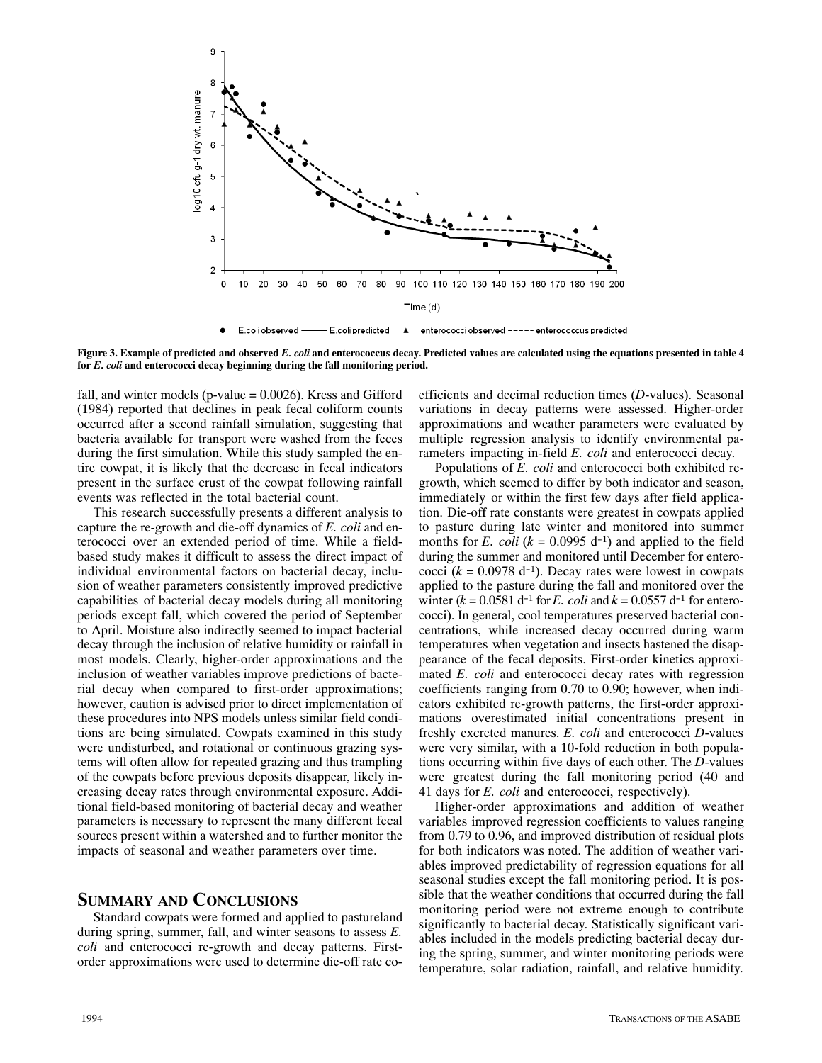Figure 3. Example of predicted and observed *E. coli* and enterococcus decay. Predicted values are calculated using the equations presented in table 4 for *E. coli* and enterococci decay beginning during the fall monitoring period.

fall, and winter models (p-value = 0.0026). Kress and Gifford (1984) reported that declines in peak fecal coliform counts occurred after a second rainfall simulation, suggesting that bacteria available for transport were washed from the feces during the first simulation. While this study sampled the entire cowpat, it is likely that the decrease in fecal indicators present in the surface crust of the cowpat following rainfall events was reflected in the total bacterial count.

This research successfully presents a different analysis to capture the re-growth and die-off dynamics of *E. coli* and enterococci over an extended period of time. While a field-based study makes it difficult to assess the direct impact of individual environmental factors on bacterial decay, inclusion of weather parameters consistently improved predictive capabilities of bacterial decay models during all monitoring periods except fall, which covered the period of September to April. Moisture also indirectly seemed to impact bacterial decay through the inclusion of relative humidity or rainfall in most models. Clearly, higher-order approximations and the inclusion of weather variables improve predictions of bacterial decay when compared to first-order approximations; however, caution is advised prior to direct implementation of these procedures into NPS models unless similar field conditions are being simulated. Cowpats examined in this study were undisturbed, and rotational or continuous grazing systems will often allow for repeated grazing and thus trampling of the cowpats before previous deposits disappear, likely increasing decay rates through environmental exposure. Additional field-based monitoring of bacterial decay and weather parameters is necessary to represent the many different fecal sources present within a watershed and to further monitor the impacts of seasonal and weather parameters over time.

## Summary and Conclusions

Standard cowpats were formed and applied to pastureland during spring, summer, fall, and winter seasons to assess *E. coli* and enterococci re-growth and decay patterns. First-order approximations were used to determine die-off rate coefficients and decimal reduction times (*D*-values). Seasonal variations in decay patterns were assessed. Higher-order approximations and weather parameters were evaluated by multiple regression analysis to identify environmental parameters impacting in-field *E. coli* and enterococci decay.

Populations of *E. coli* and enterococci both exhibited re-growth, which seemed to differ by both indicator and season, immediately or within the first few days after field application. Die-off rate constants were greatest in cowpats applied to pasture during late winter and monitored into summer months for *E. coli* ($k = 0.0995$ d$^{-1}$) and applied to the field during the summer and monitored until December for enterococci ($k = 0.0978$ d$^{-1}$). Decay rates were lowest in cowpats applied to the pasture during the fall and monitored over the winter ($k = 0.0581$ d$^{-1}$ for *E. coli* and $k = 0.0557$ d$^{-1}$ for enterococci). In general, cool temperatures preserved bacterial concentrations, while increased decay occurred during warm temperatures when vegetation and insects hastened the disappearance of the fecal deposits. First-order kinetics approximated *E. coli* and enterococci decay rates with regression coefficients ranging from 0.70 to 0.90; however, when indicators exhibited re-growth patterns, the first-order approximations overestimated initial concentrations present in freshly excreted manures. *E. coli* and enterococci *D*-values were very similar, with a 10-fold reduction in both populations occurring within five days of each other. The *D*-values were greatest during the fall monitoring period (40 and 41 days for *E. coli* and enterococci, respectively).

Higher-order approximations and addition of weather variables improved regression coefficients to values ranging from 0.79 to 0.96, and improved distribution of residual plots for both indicators was noted. The addition of weather variables improved predictability of regression equations for all seasonal studies except the fall monitoring period. It is possible that the weather conditions that occurred during the fall monitoring period were not extreme enough to contribute significantly to bacterial decay. Statistically significant variables included in the models predicting bacterial decay during the spring, summer, and winter monitoring periods were temperature, solar radiation, rainfall, and relative humidity.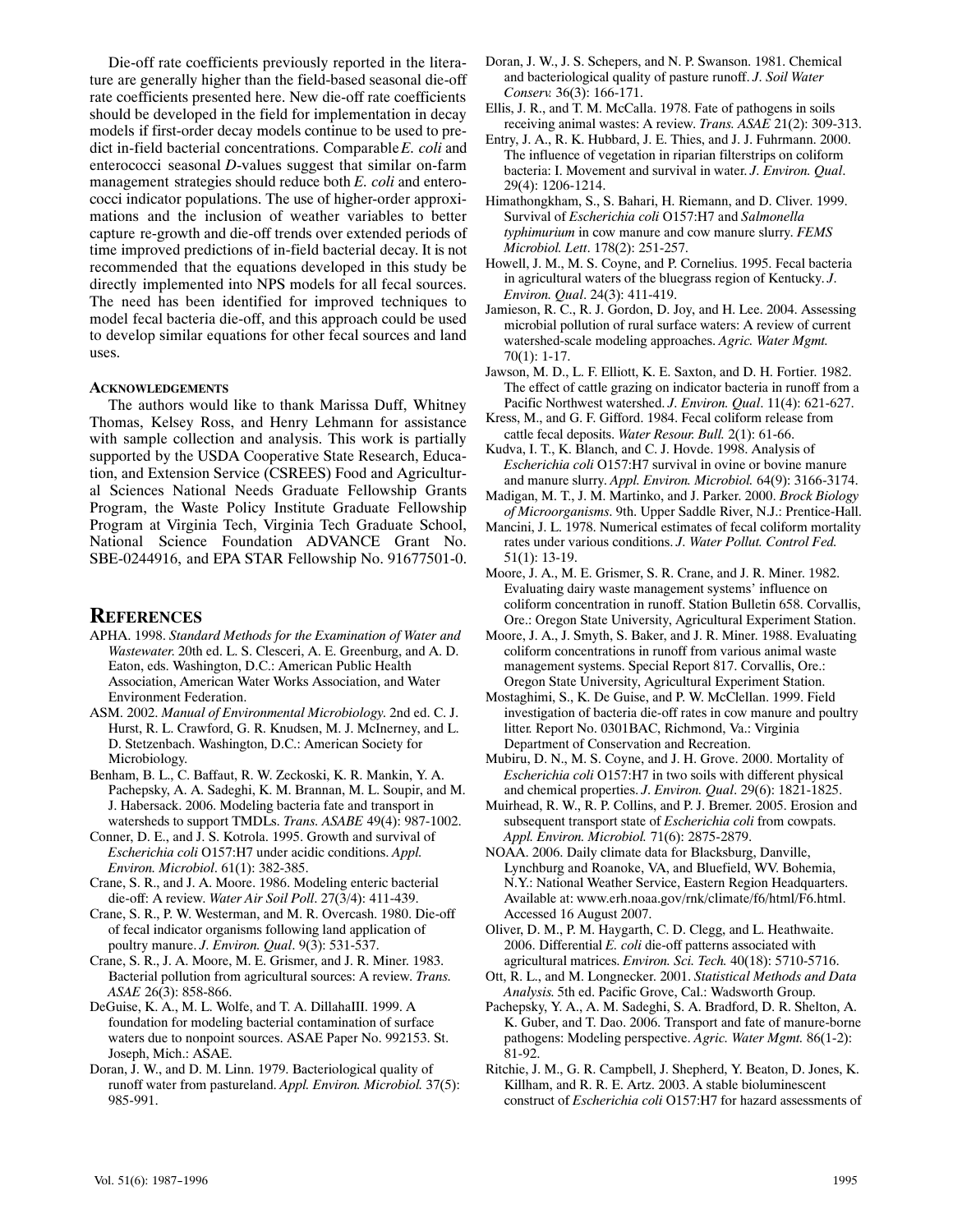Die-off rate coefficients previously reported in the literature are generally higher than the field-based seasonal die-off rate coefficients presented here. New die-off rate coefficients should be developed in the field for implementation in decay models if first-order decay models continue to be used to predict in-field bacterial concentrations. Comparable *E. coli* and enterococci seasonal *D*-values suggest that similar on-farm management strategies should reduce both *E. coli* and enterococci indicator populations. The use of higher-order approximations and the inclusion of weather variables to better capture re-growth and die-off trends over extended periods of time improved predictions of in-field bacterial decay. It is not recommended that the equations developed in this study be directly implemented into NPS models for all fecal sources. The need has been identified for improved techniques to model fecal bacteria die-off, and this approach could be used to develop similar equations for other fecal sources and land uses.

### Acknowledgements

The authors would like to thank Marissa Duff, Whitney Thomas, Kelsey Ross, and Henry Lehmann for assistance with sample collection and analysis. This work is partially supported by the USDA Cooperative State Research, Education, and Extension Service (CSREES) Food and Agricultural Sciences National Needs Graduate Fellowship Grants Program, the Waste Policy Institute Graduate Fellowship Program at Virginia Tech, Virginia Tech Graduate School, National Science Foundation ADVANCE Grant No. SBE-0244916, and EPA STAR Fellowship No. 91677501-0.

## References

APHA. 1998. *Standard Methods for the Examination of Water and Wastewater.* 20th ed. L. S. Clesceri, A. E. Greenburg, and A. D. Eaton, eds. Washington, D.C.: American Public Health Association, American Water Works Association, and Water Environment Federation.

ASM. 2002. *Manual of Environmental Microbiology.* 2nd ed. C. J. Hurst, R. L. Crawford, G. R. Knudsen, M. J. McInerney, and L. D. Stetzenbach. Washington, D.C.: American Society for Microbiology.

Benham, B. L., C. Baffaut, R. W. Zeckoski, K. R. Mankin, Y. A. Pachepsky, A. A. Sadeghi, K. M. Brannan, M. L. Soupir, and M. J. Habersack. 2006. Modeling bacteria fate and transport in watersheds to support TMDLs. *Trans. ASABE* 49(4): 987-1002.

Conner, D. E., and J. S. Kotrola. 1995. Growth and survival of *Escherichia coli* O157:H7 under acidic conditions. *Appl. Environ. Microbiol*. 61(1): 382-385.

Crane, S. R., and J. A. Moore. 1986. Modeling enteric bacterial die-off: A review. *Water Air Soil Poll*. 27(3/4): 411-439.

Crane, S. R., P. W. Westerman, and M. R. Overcash. 1980. Die-off of fecal indicator organisms following land application of poultry manure. *J. Environ. Qual*. 9(3): 531-537.

Crane, S. R., J. A. Moore, M. E. Grismer, and J. R. Miner. 1983. Bacterial pollution from agricultural sources: A review. *Trans. ASAE* 26(3): 858-866.

DeGuise, K. A., M. L. Wolfe, and T. A. DillahaIII. 1999. A foundation for modeling bacterial contamination of surface waters due to nonpoint sources. ASAE Paper No. 992153. St. Joseph, Mich.: ASAE.

Doran, J. W., and D. M. Linn. 1979. Bacteriological quality of runoff water from pastureland. *Appl. Environ. Microbiol.* 37(5): 985-991.

Doran, J. W., J. S. Schepers, and N. P. Swanson. 1981. Chemical and bacteriological quality of pasture runoff. *J. Soil Water Conserv.* 36(3): 166-171.

Ellis, J. R., and T. M. McCalla. 1978. Fate of pathogens in soils receiving animal wastes: A review. *Trans. ASAE* 21(2): 309-313.

Entry, J. A., R. K. Hubbard, J. E. Thies, and J. J. Fuhrmann. 2000. The influence of vegetation in riparian filterstrips on coliform bacteria: I. Movement and survival in water. *J. Environ. Qual*. 29(4): 1206-1214.

Himathongkham, S., S. Bahari, H. Riemann, and D. Cliver. 1999. Survival of *Escherichia coli* O157:H7 and *Salmonella typhimurium* in cow manure and cow manure slurry. *FEMS Microbiol. Lett*. 178(2): 251-257.

Howell, J. M., M. S. Coyne, and P. Cornelius. 1995. Fecal bacteria in agricultural waters of the bluegrass region of Kentucky. *J. Environ. Qual*. 24(3): 411-419.

Jamieson, R. C., R. J. Gordon, D. Joy, and H. Lee. 2004. Assessing microbial pollution of rural surface waters: A review of current watershed-scale modeling approaches. *Agric. Water Mgmt.* 70(1): 1-17.

Jawson, M. D., L. F. Elliott, K. E. Saxton, and D. H. Fortier. 1982. The effect of cattle grazing on indicator bacteria in runoff from a Pacific Northwest watershed. *J. Environ. Qual*. 11(4): 621-627.

Kress, M., and G. F. Gifford. 1984. Fecal coliform release from cattle fecal deposits. *Water Resour. Bull.* 2(1): 61-66.

Kudva, I. T., K. Blanch, and C. J. Hovde. 1998. Analysis of *Escherichia coli* O157:H7 survival in ovine or bovine manure and manure slurry. *Appl. Environ. Microbiol.* 64(9): 3166-3174.

Madigan, M. T., J. M. Martinko, and J. Parker. 2000. *Brock Biology of Microorganisms.* 9th. Upper Saddle River, N.J.: Prentice-Hall.

Mancini, J. L. 1978. Numerical estimates of fecal coliform mortality rates under various conditions. *J. Water Pollut. Control Fed.* 51(1): 13-19.

Moore, J. A., M. E. Grismer, S. R. Crane, and J. R. Miner. 1982. Evaluating dairy waste management systems' influence on coliform concentration in runoff. Station Bulletin 658. Corvallis, Ore.: Oregon State University, Agricultural Experiment Station.

Moore, J. A., J. Smyth, S. Baker, and J. R. Miner. 1988. Evaluating coliform concentrations in runoff from various animal waste management systems. Special Report 817. Corvallis, Ore.: Oregon State University, Agricultural Experiment Station.

Mostaghimi, S., K. De Guise, and P. W. McClellan. 1999. Field investigation of bacteria die-off rates in cow manure and poultry litter. Report No. 0301BAC, Richmond, Va.: Virginia Department of Conservation and Recreation.

Mubiru, D. N., M. S. Coyne, and J. H. Grove. 2000. Mortality of *Escherichia coli* O157:H7 in two soils with different physical and chemical properties. *J. Environ. Qual*. 29(6): 1821-1825.

Muirhead, R. W., R. P. Collins, and P. J. Bremer. 2005. Erosion and subsequent transport state of *Escherichia coli* from cowpats. *Appl. Environ. Microbiol.* 71(6): 2875-2879.

NOAA. 2006. Daily climate data for Blacksburg, Danville, Lynchburg and Roanoke, VA, and Bluefield, WV. Bohemia, N.Y.: National Weather Service, Eastern Region Headquarters. Available at: www.erh.noaa.gov/rnk/climate/f6/html/F6.html. Accessed 16 August 2007.

Oliver, D. M., P. M. Haygarth, C. D. Clegg, and L. Heathwaite. 2006. Differential *E. coli* die-off patterns associated with agricultural matrices. *Environ. Sci. Tech.* 40(18): 5710-5716.

Ott, R. L., and M. Longnecker. 2001. *Statistical Methods and Data Analysis.* 5th ed. Pacific Grove, Cal.: Wadsworth Group.

Pachepsky, Y. A., A. M. Sadeghi, S. A. Bradford, D. R. Shelton, A. K. Guber, and T. Dao. 2006. Transport and fate of manure-borne pathogens: Modeling perspective. *Agric. Water Mgmt.* 86(1-2): 81-92.

Ritchie, J. M., G. R. Campbell, J. Shepherd, Y. Beaton, D. Jones, K. Killham, and R. R. E. Artz. 2003. A stable bioluminescent construct of *Escherichia coli* O157:H7 for hazard assessments of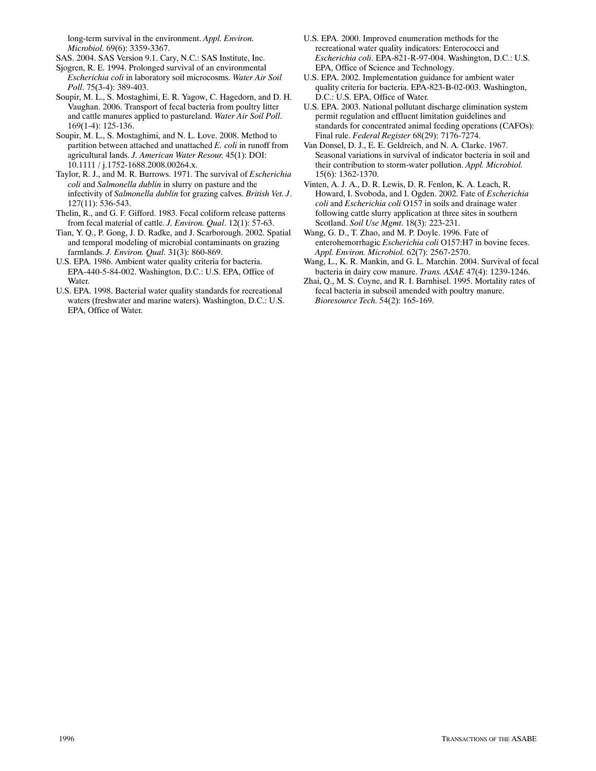long-term survival in the environment. *Appl. Environ. Microbiol.* 69(6): 3359-3367.

SAS. 2004. SAS Version 9.1. Cary, N.C.: SAS Institute, Inc.

Sjogren, R. E. 1994. Prolonged survival of an environmental *Escherichia coli* in laboratory soil microcosms. *Water Air Soil Poll*. 75(3-4): 389-403.

Soupir, M. L., S. Mostaghimi, E. R. Yagow, C. Hagedorn, and D. H. Vaughan. 2006. Transport of fecal bacteria from poultry litter and cattle manures applied to pastureland. *Water Air Soil Poll*. 169(1-4): 125-136.

Soupir, M. L., S. Mostaghimi, and N. L. Love. 2008. Method to partition between attached and unattached *E. coli* in runoff from agricultural lands. *J. American Water Resour.* 45(1): DOI: 10.1111 / j.1752-1688.2008.00264.x.

Taylor, R. J., and M. R. Burrows. 1971. The survival of *Escherichia coli* and *Salmonella dublin* in slurry on pasture and the infectivity of *Salmonella dublin* for grazing calves. *British Vet. J*. 127(11): 536-543.

Thelin, R., and G. F. Gifford. 1983. Fecal coliform release patterns from fecal material of cattle. *J. Environ. Qual*. 12(1): 57-63.

Tian, Y. Q., P. Gong, J. D. Radke, and J. Scarborough. 2002. Spatial and temporal modeling of microbial contaminants on grazing farmlands. *J. Environ. Qual*. 31(3): 860-869.

U.S. EPA. 1986. Ambient water quality criteria for bacteria. EPA-440-5-84-002. Washington, D.C.: U.S. EPA, Office of Water.

U.S. EPA. 1998. Bacterial water quality standards for recreational waters (freshwater and marine waters). Washington, D.C.: U.S. EPA, Office of Water.

U.S. EPA. 2000. Improved enumeration methods for the recreational water quality indicators: Enterococci and *Escherichia coli*. EPA-821-R-97-004. Washington, D.C.: U.S. EPA, Office of Science and Technology.

U.S. EPA. 2002. Implementation guidance for ambient water quality criteria for bacteria. EPA-823-B-02-003. Washington, D.C.: U.S. EPA, Office of Water.

U.S. EPA. 2003. National pollutant discharge elimination system permit regulation and effluent limitation guidelines and standards for concentrated animal feeding operations (CAFOs): Final rule. *Federal Register* 68(29): 7176-7274.

Van Donsel, D. J., E. E. Geldreich, and N. A. Clarke. 1967. Seasonal variations in survival of indicator bacteria in soil and their contribution to storm-water pollution. *Appl. Microbiol.* 15(6): 1362-1370.

Vinten, A. J. A., D. R. Lewis, D. R. Fenlon, K. A. Leach, R. Howard, I. Svoboda, and I. Ogden. 2002. Fate of *Escherichia coli* and *Escherichia coli* O157 in soils and drainage water following cattle slurry application at three sites in southern Scotland. *Soil Use Mgmt*. 18(3): 223-231.

Wang, G. D., T. Zhao, and M. P. Doyle. 1996. Fate of enterohemorrhagic *Escherichia coli* O157:H7 in bovine feces. *Appl. Environ. Microbiol.* 62(7): 2567-2570.

Wang, L., K. R. Mankin, and G. L. Marchin. 2004. Survival of fecal bacteria in dairy cow manure. *Trans. ASAE* 47(4): 1239-1246.

Zhai, Q., M. S. Coyne, and R. I. Barnhisel. 1995. Mortality rates of fecal bacteria in subsoil amended with poultry manure. *Bioresource Tech.* 54(2): 165-169.